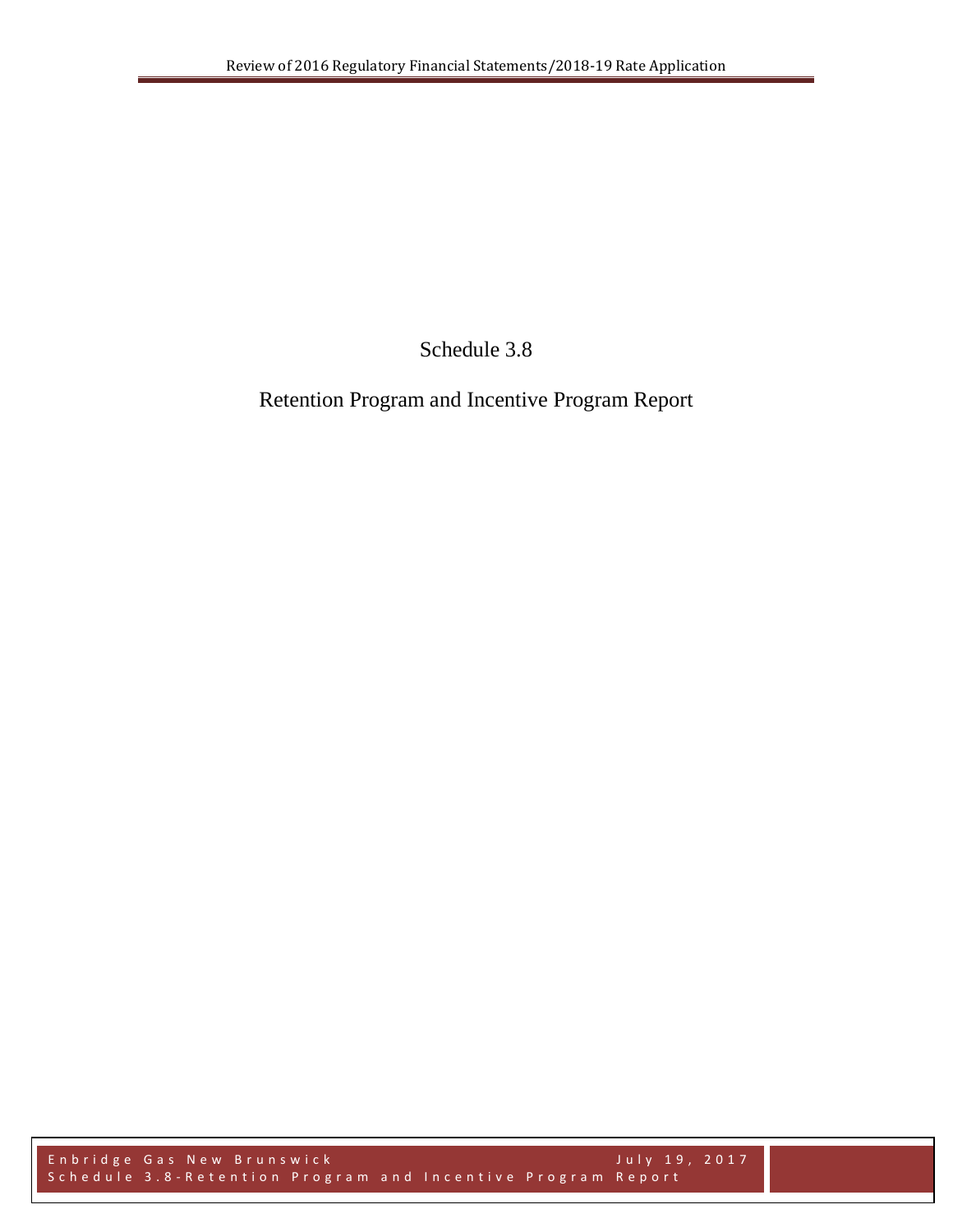# Schedule 3.8

## Retention Program and Incentive Program Report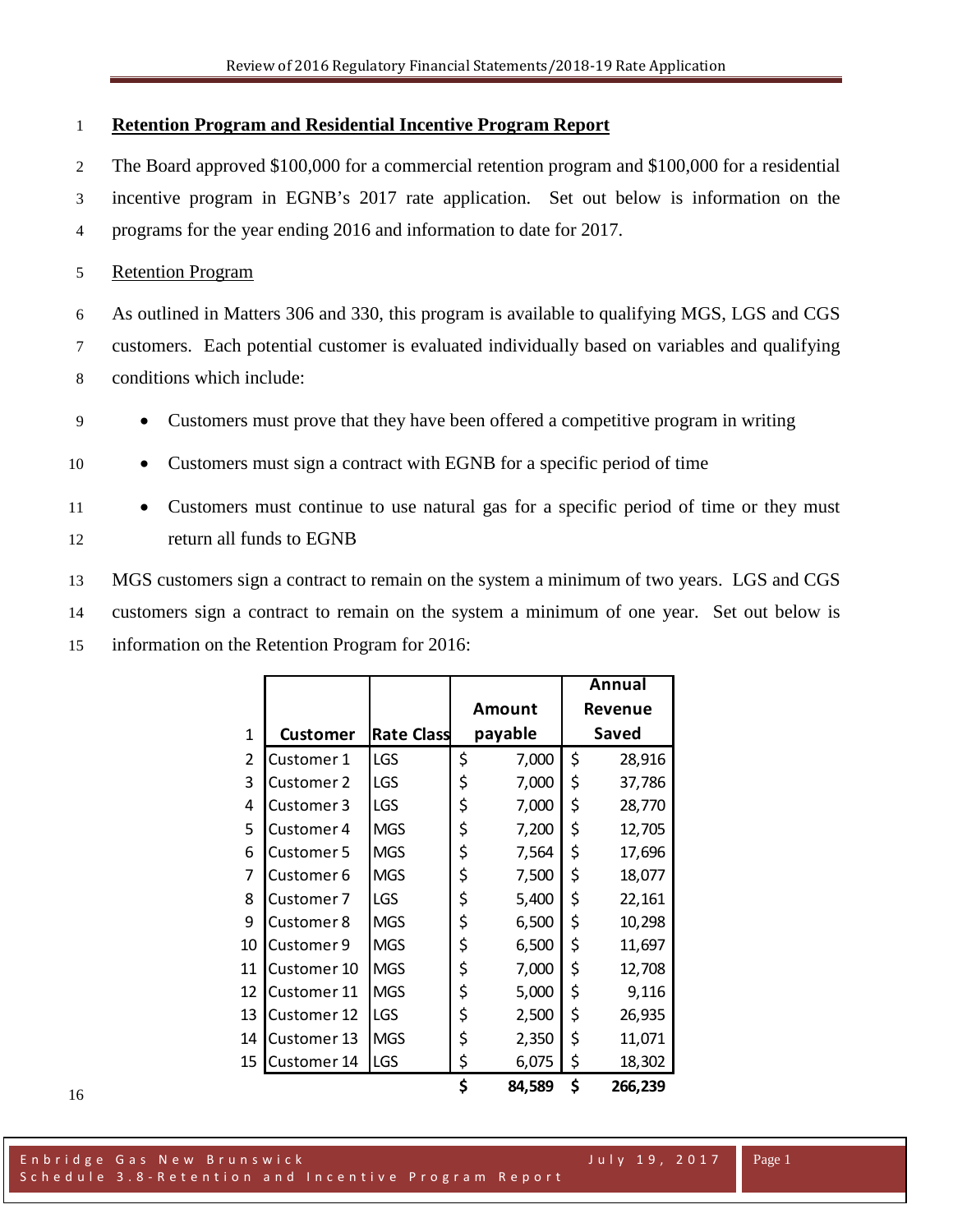**Retention Program and Residential Incentive Program Report**

The Board approved $100,000 for a commercial retention program and $100,000 for a residential incentive program in EGNB's 2017 rate application. Set out below is information on the programs for the year ending 2016 and information to date for 2017.

Retention Program

As outlined in Matters 306 and 330, this program is available to qualifying MGS, LGS and CGS customers. Each potential customer is evaluated individually based on variables and qualifying conditions which include:

- Customers must prove that they have been offered a competitive program in writing
- Customers must sign a contract with EGNB for a specific period of time
- Customers must continue to use natural gas for a specific period of time or they must return all funds to EGNB

MGS customers sign a contract to remain on the system a minimum of two years. LGS and CGS customers sign a contract to remain on the system a minimum of one year. Set out below is information on the Retention Program for 2016:

| 1 | Customer | Rate Class | Amount payable | Annual Revenue Saved |
|---|---|---|---|---|
| 2 | Customer 1 | LGS | $ 7,000 | $ 28,916 |
| 3 | Customer 2 | LGS | $ 7,000 | $ 37,786 |
| 4 | Customer 3 | LGS | $ 7,000 | $ 28,770 |
| 5 | Customer 4 | MGS | $ 7,200 | $ 12,705 |
| 6 | Customer 5 | MGS | $ 7,564 | $ 17,696 |
| 7 | Customer 6 | MGS | $ 7,500 | $ 18,077 |
| 8 | Customer 7 | LGS | $ 5,400 | $ 22,161 |
| 9 | Customer 8 | MGS | $ 6,500 | $ 10,298 |
| 10 | Customer 9 | MGS | $ 6,500 | $ 11,697 |
| 11 | Customer 10 | MGS | $ 7,000 | $ 12,708 |
| 12 | Customer 11 | MGS | $ 5,000 | $ 9,116 |
| 13 | Customer 12 | LGS | $ 2,500 | $ 26,935 |
| 14 | Customer 13 | MGS | $ 2,350 | $ 11,071 |
| 15 | Customer 14 | LGS | $ 6,075 | $ 18,302 |
| | | | **$ 84,589** | **$ 266,239** |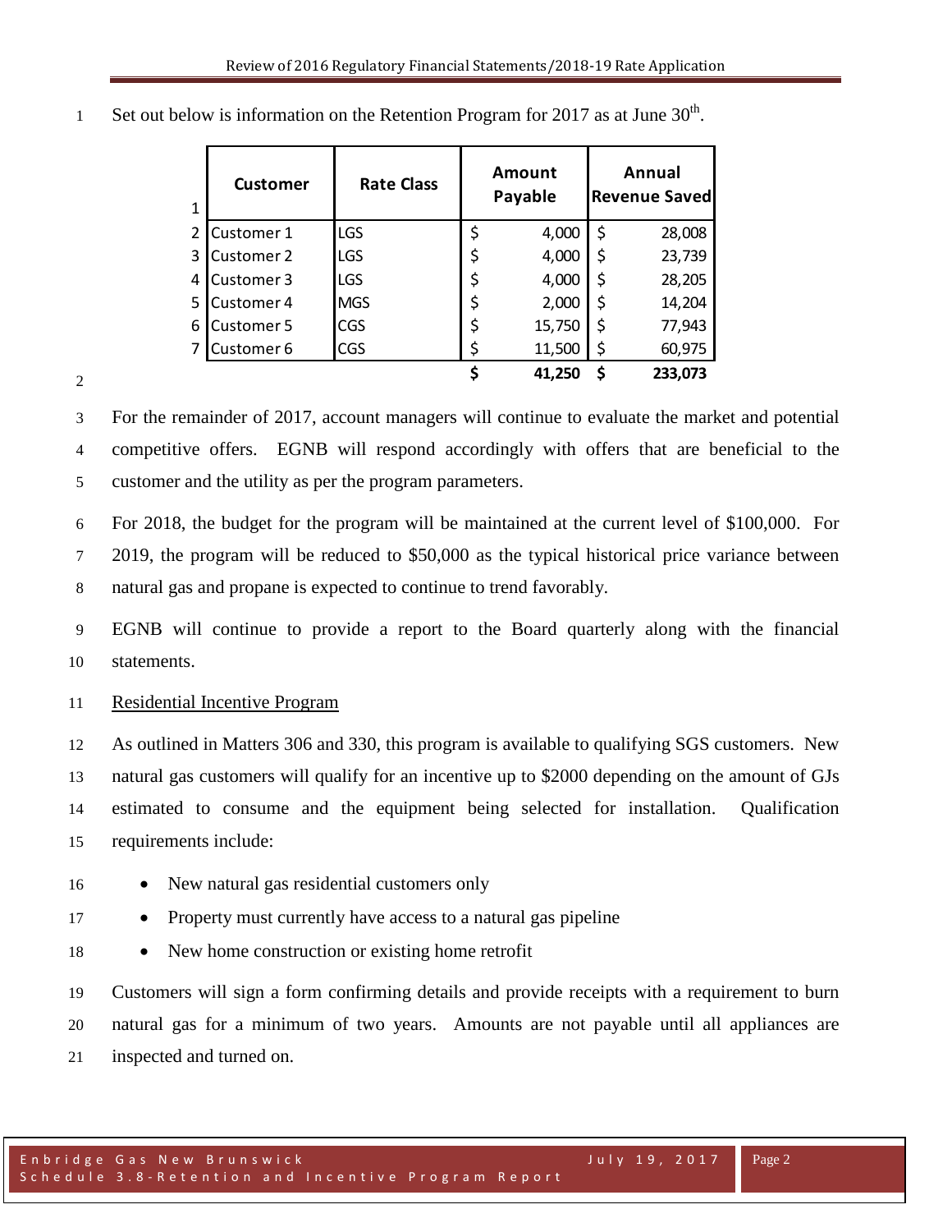Set out below is information on the Retention Program for 2017 as at June 30th.

| Customer | Rate Class | Amount Payable | Annual Revenue Saved |
|---|---|---|---|
| Customer 1 | LGS | $ 4,000 | $ 28,008 |
| Customer 2 | LGS | $ 4,000 | $ 23,739 |
| Customer 3 | LGS | $ 4,000 | $ 28,205 |
| Customer 4 | MGS | $ 2,000 | $ 14,204 |
| Customer 5 | CGS | $ 15,750 | $ 77,943 |
| Customer 6 | CGS | $ 11,500 | $ 60,975 |
| | | **$ 41,250** | **$ 233,073** |

For the remainder of 2017, account managers will continue to evaluate the market and potential competitive offers. EGNB will respond accordingly with offers that are beneficial to the customer and the utility as per the program parameters.

For 2018, the budget for the program will be maintained at the current level of $100,000. For 2019, the program will be reduced to $50,000 as the typical historical price variance between natural gas and propane is expected to continue to trend favorably.

EGNB will continue to provide a report to the Board quarterly along with the financial statements.

## Residential Incentive Program

As outlined in Matters 306 and 330, this program is available to qualifying SGS customers. New natural gas customers will qualify for an incentive up to $2000 depending on the amount of GJs estimated to consume and the equipment being selected for installation. Qualification requirements include:

- New natural gas residential customers only
- Property must currently have access to a natural gas pipeline
- New home construction or existing home retrofit

Customers will sign a form confirming details and provide receipts with a requirement to burn natural gas for a minimum of two years. Amounts are not payable until all appliances are inspected and turned on.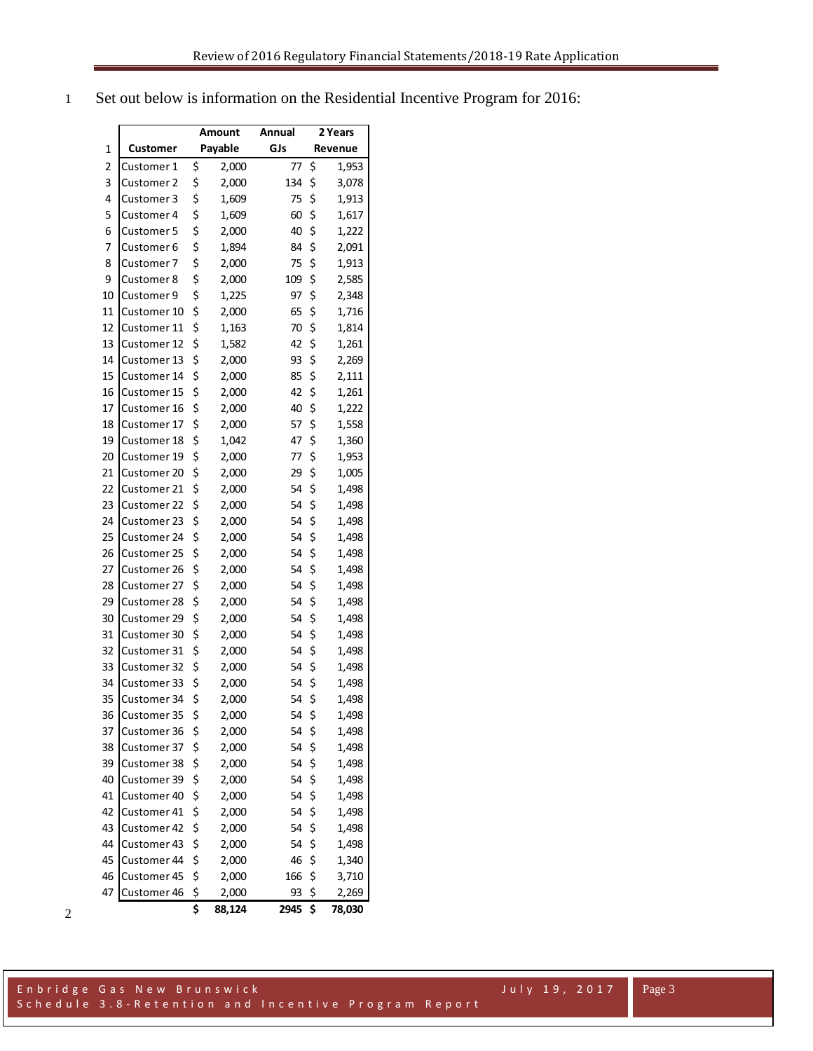Set out below is information on the Residential Incentive Program for 2016:

| | Customer | Amount Payable | Annual GJs | 2 Years Revenue |
|---|---|---|---|---|
| 2 | Customer 1 | $ 2,000 | 77 | $ 1,953 |
| 3 | Customer 2 | $ 2,000 | 134 | $ 3,078 |
| 4 | Customer 3 | $ 1,609 | 75 | $ 1,913 |
| 5 | Customer 4 | $ 1,609 | 60 | $ 1,617 |
| 6 | Customer 5 | $ 2,000 | 40 | $ 1,222 |
| 7 | Customer 6 | $ 1,894 | 84 | $ 2,091 |
| 8 | Customer 7 | $ 2,000 | 75 | $ 1,913 |
| 9 | Customer 8 | $ 2,000 | 109 | $ 2,585 |
| 10 | Customer 9 | $ 1,225 | 97 | $ 2,348 |
| 11 | Customer 10 | $ 2,000 | 65 | $ 1,716 |
| 12 | Customer 11 | $ 1,163 | 70 | $ 1,814 |
| 13 | Customer 12 | $ 1,582 | 42 | $ 1,261 |
| 14 | Customer 13 | $ 2,000 | 93 | $ 2,269 |
| 15 | Customer 14 | $ 2,000 | 85 | $ 2,111 |
| 16 | Customer 15 | $ 2,000 | 42 | $ 1,261 |
| 17 | Customer 16 | $ 2,000 | 40 | $ 1,222 |
| 18 | Customer 17 | $ 2,000 | 57 | $ 1,558 |
| 19 | Customer 18 | $ 1,042 | 47 | $ 1,360 |
| 20 | Customer 19 | $ 2,000 | 77 | $ 1,953 |
| 21 | Customer 20 | $ 2,000 | 29 | $ 1,005 |
| 22 | Customer 21 | $ 2,000 | 54 | $ 1,498 |
| 23 | Customer 22 | $ 2,000 | 54 | $ 1,498 |
| 24 | Customer 23 | $ 2,000 | 54 | $ 1,498 |
| 25 | Customer 24 | $ 2,000 | 54 | $ 1,498 |
| 26 | Customer 25 | $ 2,000 | 54 | $ 1,498 |
| 27 | Customer 26 | $ 2,000 | 54 | $ 1,498 |
| 28 | Customer 27 | $ 2,000 | 54 | $ 1,498 |
| 29 | Customer 28 | $ 2,000 | 54 | $ 1,498 |
| 30 | Customer 29 | $ 2,000 | 54 | $ 1,498 |
| 31 | Customer 30 | $ 2,000 | 54 | $ 1,498 |
| 32 | Customer 31 | $ 2,000 | 54 | $ 1,498 |
| 33 | Customer 32 | $ 2,000 | 54 | $ 1,498 |
| 34 | Customer 33 | $ 2,000 | 54 | $ 1,498 |
| 35 | Customer 34 | $ 2,000 | 54 | $ 1,498 |
| 36 | Customer 35 | $ 2,000 | 54 | $ 1,498 |
| 37 | Customer 36 | $ 2,000 | 54 | $ 1,498 |
| 38 | Customer 37 | $ 2,000 | 54 | $ 1,498 |
| 39 | Customer 38 | $ 2,000 | 54 | $ 1,498 |
| 40 | Customer 39 | $ 2,000 | 54 | $ 1,498 |
| 41 | Customer 40 | $ 2,000 | 54 | $ 1,498 |
| 42 | Customer 41 | $ 2,000 | 54 | $ 1,498 |
| 43 | Customer 42 | $ 2,000 | 54 | $ 1,498 |
| 44 | Customer 43 | $ 2,000 | 54 | $ 1,498 |
| 45 | Customer 44 | $ 2,000 | 46 | $ 1,340 |
| 46 | Customer 45 | $ 2,000 | 166 | $ 3,710 |
| 47 | Customer 46 | $ 2,000 | 93 | $ 2,269 |
| | | **$ 88,124** | **2945** | **$ 78,030** |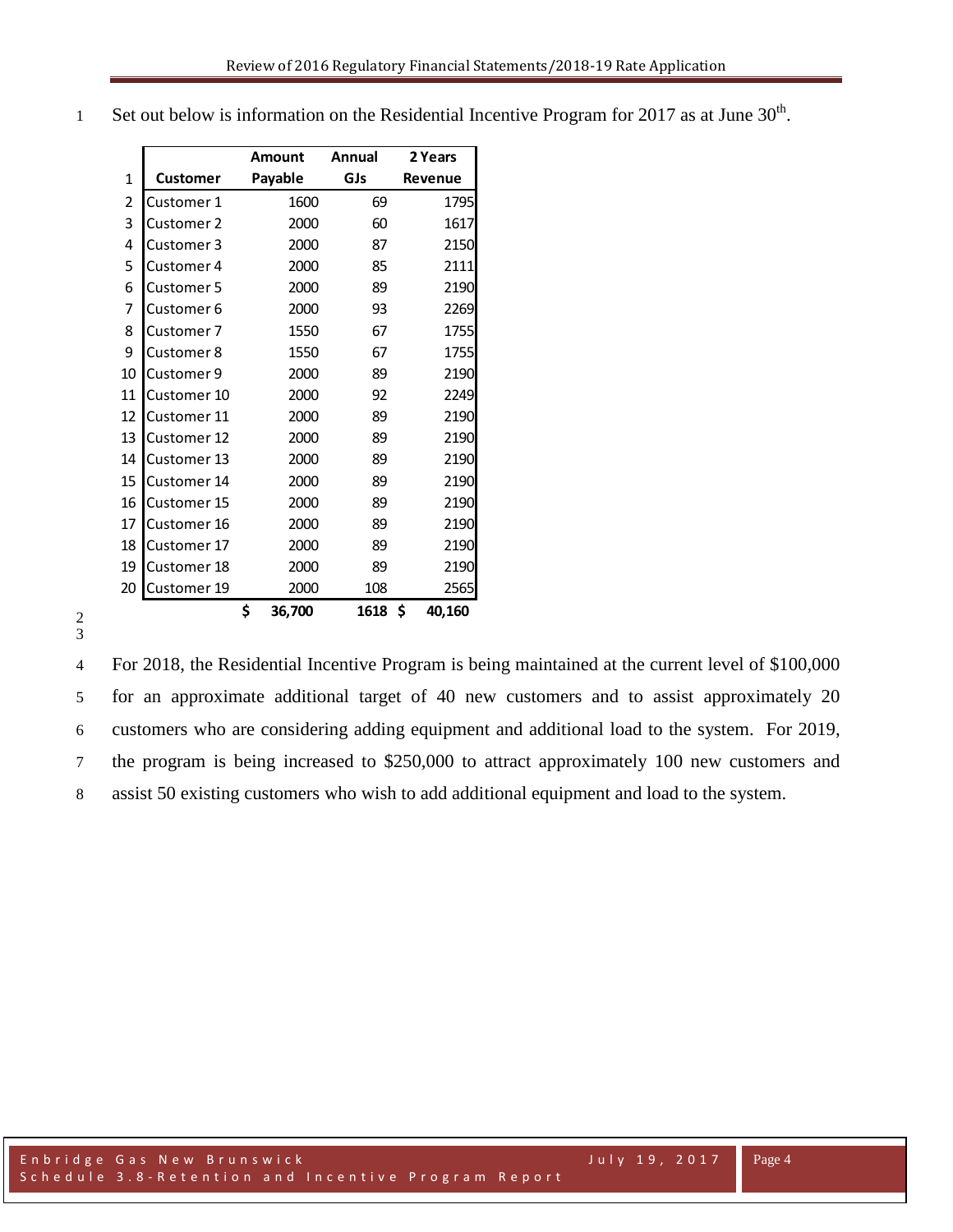Set out below is information on the Residential Incentive Program for 2017 as at June 30th.

| | Customer | Amount Payable | Annual GJs | 2 Years Revenue |
|---|---|---|---|---|
| 1 | | | | |
| 2 | Customer 1 | 1600 | 69 | 1795 |
| 3 | Customer 2 | 2000 | 60 | 1617 |
| 4 | Customer 3 | 2000 | 87 | 2150 |
| 5 | Customer 4 | 2000 | 85 | 2111 |
| 6 | Customer 5 | 2000 | 89 | 2190 |
| 7 | Customer 6 | 2000 | 93 | 2269 |
| 8 | Customer 7 | 1550 | 67 | 1755 |
| 9 | Customer 8 | 1550 | 67 | 1755 |
| 10 | Customer 9 | 2000 | 89 | 2190 |
| 11 | Customer 10 | 2000 | 92 | 2249 |
| 12 | Customer 11 | 2000 | 89 | 2190 |
| 13 | Customer 12 | 2000 | 89 | 2190 |
| 14 | Customer 13 | 2000 | 89 | 2190 |
| 15 | Customer 14 | 2000 | 89 | 2190 |
| 16 | Customer 15 | 2000 | 89 | 2190 |
| 17 | Customer 16 | 2000 | 89 | 2190 |
| 18 | Customer 17 | 2000 | 89 | 2190 |
| 19 | Customer 18 | 2000 | 89 | 2190 |
| 20 | Customer 19 | 2000 | 108 | 2565 |
| | | **$ 36,700** | **1618** | **$ 40,160** |

For 2018, the Residential Incentive Program is being maintained at the current level of $100,000 for an approximate additional target of 40 new customers and to assist approximately 20 customers who are considering adding equipment and additional load to the system. For 2019, the program is being increased to $250,000 to attract approximately 100 new customers and assist 50 existing customers who wish to add additional equipment and load to the system.